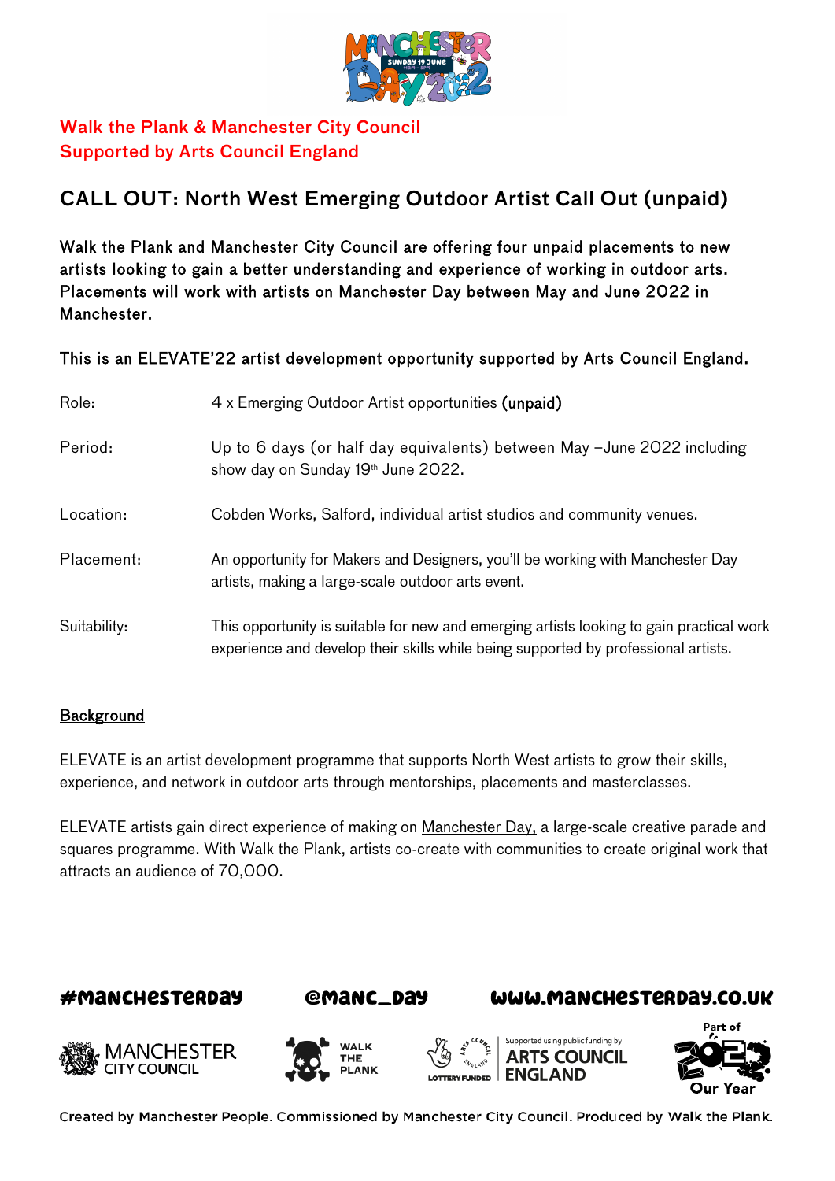Walk the Plank & Manchester City Council
Supported by Arts Council England

# CALL OUT: North West Emerging Outdoor Artist Call Out (unpaid)

**Walk the Plank and Manchester City Council are offering four unpaid placements to new artists looking to gain a better understanding and experience of working in outdoor arts. Placements will work with artists on Manchester Day between May and June 2022 in Manchester.**

**This is an ELEVATE'22 artist development opportunity supported by Arts Council England.**

| | |
|---|---|
| Role: | 4 x Emerging Outdoor Artist opportunities **(unpaid)** |
| Period: | Up to 6 days (or half day equivalents) between May –June 2022 including show day on Sunday 19th June 2022. |
| Location: | Cobden Works, Salford, individual artist studios and community venues. |
| Placement: | An opportunity for Makers and Designers, you'll be working with Manchester Day artists, making a large-scale outdoor arts event. |
| Suitability: | This opportunity is suitable for new and emerging artists looking to gain practical work experience and develop their skills while being supported by professional artists. |

## Background

ELEVATE is an artist development programme that supports North West artists to grow their skills, experience, and network in outdoor arts through mentorships, placements and masterclasses.

ELEVATE artists gain direct experience of making on Manchester Day, a large-scale creative parade and squares programme. With Walk the Plank, artists co-create with communities to create original work that attracts an audience of 70,000.

#MANCHESTERDAY @MANC_DAY WWW.MANCHESTERDAY.CO.UK

Created by Manchester People. Commissioned by Manchester City Council. Produced by Walk the Plank.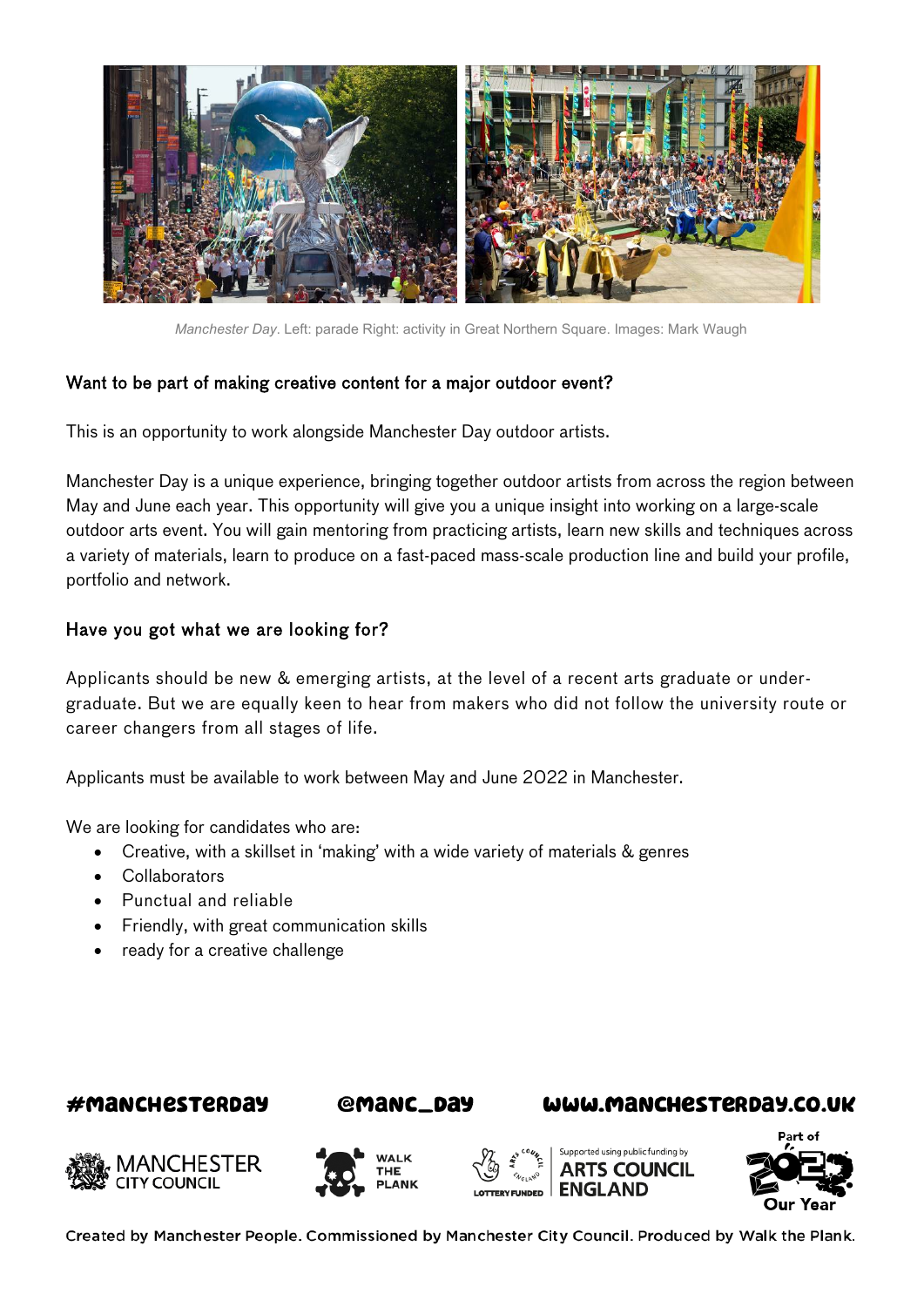*Manchester Day*. Left: parade Right: activity in Great Northern Square. Images: Mark Waugh

## Want to be part of making creative content for a major outdoor event?

This is an opportunity to work alongside Manchester Day outdoor artists.

Manchester Day is a unique experience, bringing together outdoor artists from across the region between May and June each year. This opportunity will give you a unique insight into working on a large-scale outdoor arts event. You will gain mentoring from practicing artists, learn new skills and techniques across a variety of materials, learn to produce on a fast-paced mass-scale production line and build your profile, portfolio and network.

## Have you got what we are looking for?

Applicants should be new & emerging artists, at the level of a recent arts graduate or under-graduate. But we are equally keen to hear from makers who did not follow the university route or career changers from all stages of life.

Applicants must be available to work between May and June 2022 in Manchester.

We are looking for candidates who are:

- Creative, with a skillset in 'making' with a wide variety of materials & genres
- Collaborators
- Punctual and reliable
- Friendly, with great communication skills
- ready for a creative challenge

#MANCHESTERDAY @MANC_DAY WWW.MANCHESTERDAY.CO.UK

MANCHESTER CITY COUNCIL | WALK THE PLANK | LOTTERY FUNDED | Supported using public funding by ARTS COUNCIL ENGLAND | Part of 2022 Our Year

Created by Manchester People. Commissioned by Manchester City Council. Produced by Walk the Plank.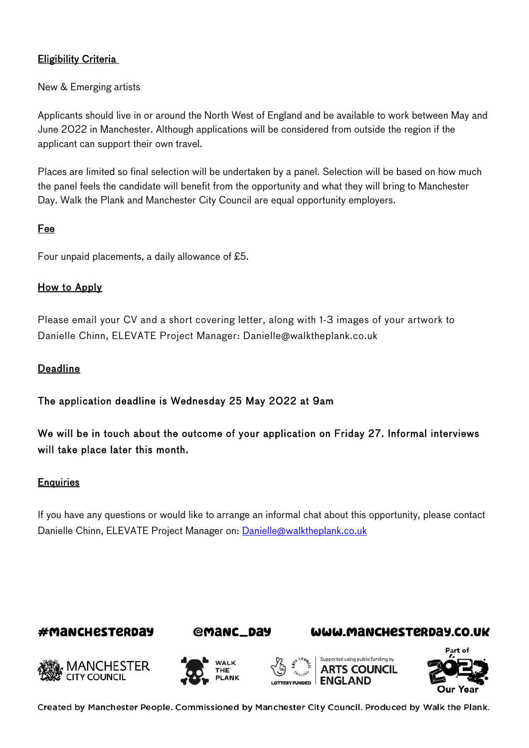## Eligibility Criteria

New & Emerging artists

Applicants should live in or around the North West of England and be available to work between May and June 2022 in Manchester. Although applications will be considered from outside the region if the applicant can support their own travel.

Places are limited so final selection will be undertaken by a panel. Selection will be based on how much the panel feels the candidate will benefit from the opportunity and what they will bring to Manchester Day. Walk the Plank and Manchester City Council are equal opportunity employers.

## Fee

Four unpaid placements, a daily allowance of £5.

## How to Apply

Please email your CV and a short covering letter, along with 1-3 images of your artwork to Danielle Chinn, ELEVATE Project Manager: Danielle@walktheplank.co.uk

## Deadline

**The application deadline is Wednesday 25 May 2022 at 9am**

**We will be in touch about the outcome of your application on Friday 27. Informal interviews will take place later this month.**

## Enquiries

If you have any questions or would like to arrange an informal chat about this opportunity, please contact Danielle Chinn, ELEVATE Project Manager on: Danielle@walktheplank.co.uk

#MANCHESTERDAY @MANC_DAY WWW.MANCHESTERDAY.CO.UK

MANCHESTER CITY COUNCIL | WALK THE PLANK | LOTTERY FUNDED | Supported using public funding by ARTS COUNCIL ENGLAND | Part of 2022 Our Year

Created by Manchester People. Commissioned by Manchester City Council. Produced by Walk the Plank.